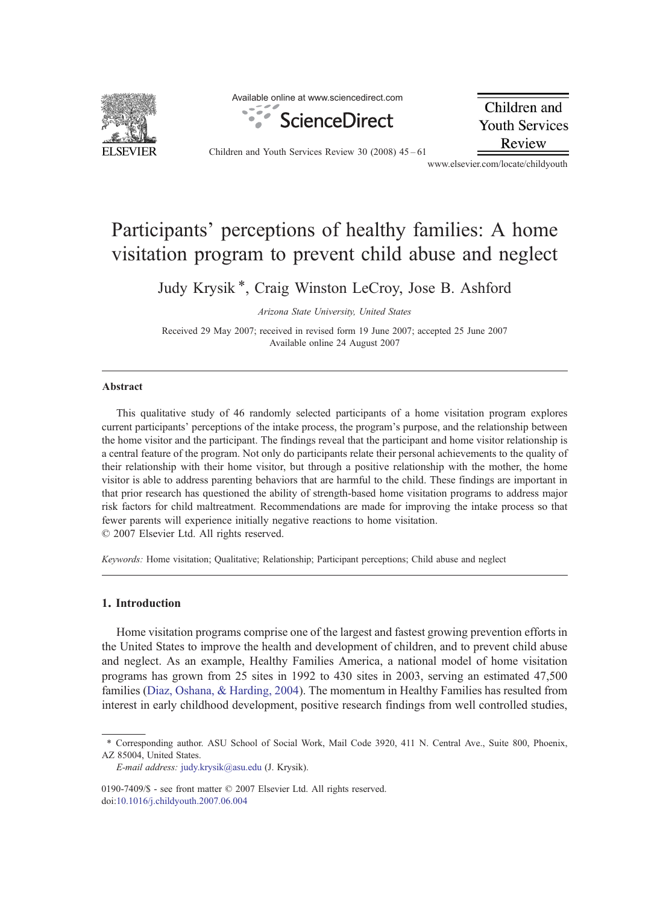# Participants' perceptions of healthy families: A home visitation program to prevent child abuse and neglect

Judy Krysik *, Craig Winston LeCroy, Jose B. Ashford

*Arizona State University, United States*

Received 29 May 2007; received in revised form 19 June 2007; accepted 25 June 2007
Available online 24 August 2007

## Abstract

This qualitative study of 46 randomly selected participants of a home visitation program explores current participants' perceptions of the intake process, the program's purpose, and the relationship between the home visitor and the participant. The findings reveal that the participant and home visitor relationship is a central feature of the program. Not only do participants relate their personal achievements to the quality of their relationship with their home visitor, but through a positive relationship with the mother, the home visitor is able to address parenting behaviors that are harmful to the child. These findings are important in that prior research has questioned the ability of strength-based home visitation programs to address major risk factors for child maltreatment. Recommendations are made for improving the intake process so that fewer parents will experience initially negative reactions to home visitation.
© 2007 Elsevier Ltd. All rights reserved.

*Keywords:* Home visitation; Qualitative; Relationship; Participant perceptions; Child abuse and neglect

## 1. Introduction

Home visitation programs comprise one of the largest and fastest growing prevention efforts in the United States to improve the health and development of children, and to prevent child abuse and neglect. As an example, Healthy Families America, a national model of home visitation programs has grown from 25 sites in 1992 to 430 sites in 2003, serving an estimated 47,500 families (Diaz, Oshana, & Harding, 2004). The momentum in Healthy Families has resulted from interest in early childhood development, positive research findings from well controlled studies,

* Corresponding author. ASU School of Social Work, Mail Code 3920, 411 N. Central Ave., Suite 800, Phoenix, AZ 85004, United States.
*E-mail address:* judy.krysik@asu.edu (J. Krysik).

0190-7409/$ - see front matter © 2007 Elsevier Ltd. All rights reserved.
doi:10.1016/j.childyouth.2007.06.004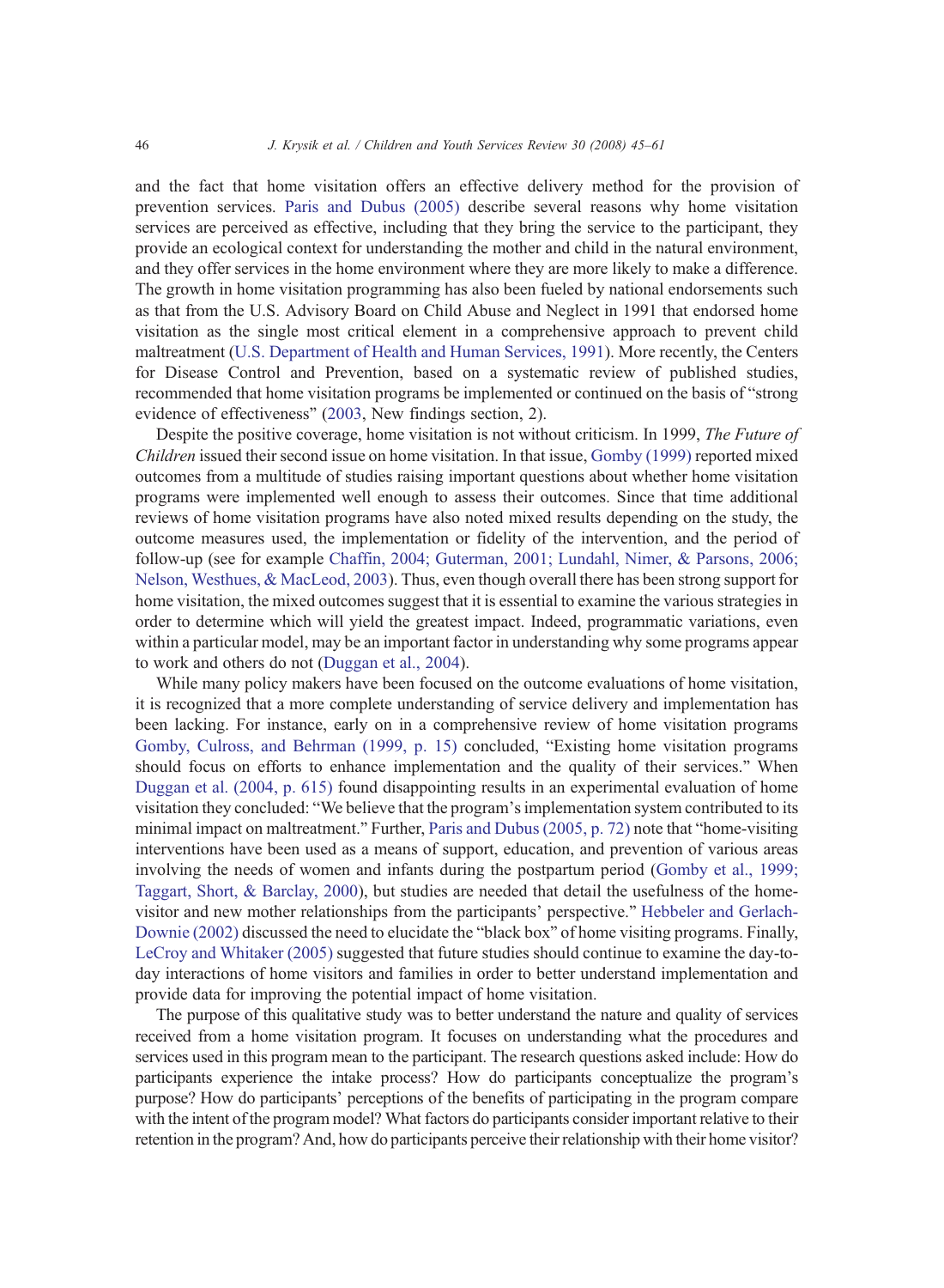and the fact that home visitation offers an effective delivery method for the provision of prevention services. Paris and Dubus (2005) describe several reasons why home visitation services are perceived as effective, including that they bring the service to the participant, they provide an ecological context for understanding the mother and child in the natural environment, and they offer services in the home environment where they are more likely to make a difference. The growth in home visitation programming has also been fueled by national endorsements such as that from the U.S. Advisory Board on Child Abuse and Neglect in 1991 that endorsed home visitation as the single most critical element in a comprehensive approach to prevent child maltreatment (U.S. Department of Health and Human Services, 1991). More recently, the Centers for Disease Control and Prevention, based on a systematic review of published studies, recommended that home visitation programs be implemented or continued on the basis of "strong evidence of effectiveness" (2003, New findings section, 2).

Despite the positive coverage, home visitation is not without criticism. In 1999, *The Future of Children* issued their second issue on home visitation. In that issue, Gomby (1999) reported mixed outcomes from a multitude of studies raising important questions about whether home visitation programs were implemented well enough to assess their outcomes. Since that time additional reviews of home visitation programs have also noted mixed results depending on the study, the outcome measures used, the implementation or fidelity of the intervention, and the period of follow-up (see for example Chaffin, 2004; Guterman, 2001; Lundahl, Nimer, & Parsons, 2006; Nelson, Westhues, & MacLeod, 2003). Thus, even though overall there has been strong support for home visitation, the mixed outcomes suggest that it is essential to examine the various strategies in order to determine which will yield the greatest impact. Indeed, programmatic variations, even within a particular model, may be an important factor in understanding why some programs appear to work and others do not (Duggan et al., 2004).

While many policy makers have been focused on the outcome evaluations of home visitation, it is recognized that a more complete understanding of service delivery and implementation has been lacking. For instance, early on in a comprehensive review of home visitation programs Gomby, Culross, and Behrman (1999, p. 15) concluded, "Existing home visitation programs should focus on efforts to enhance implementation and the quality of their services." When Duggan et al. (2004, p. 615) found disappointing results in an experimental evaluation of home visitation they concluded: "We believe that the program's implementation system contributed to its minimal impact on maltreatment." Further, Paris and Dubus (2005, p. 72) note that "home-visiting interventions have been used as a means of support, education, and prevention of various areas involving the needs of women and infants during the postpartum period (Gomby et al., 1999; Taggart, Short, & Barclay, 2000), but studies are needed that detail the usefulness of the home-visitor and new mother relationships from the participants' perspective." Hebbeler and Gerlach-Downie (2002) discussed the need to elucidate the "black box" of home visiting programs. Finally, LeCroy and Whitaker (2005) suggested that future studies should continue to examine the day-to-day interactions of home visitors and families in order to better understand implementation and provide data for improving the potential impact of home visitation.

The purpose of this qualitative study was to better understand the nature and quality of services received from a home visitation program. It focuses on understanding what the procedures and services used in this program mean to the participant. The research questions asked include: How do participants experience the intake process? How do participants conceptualize the program's purpose? How do participants' perceptions of the benefits of participating in the program compare with the intent of the program model? What factors do participants consider important relative to their retention in the program? And, how do participants perceive their relationship with their home visitor?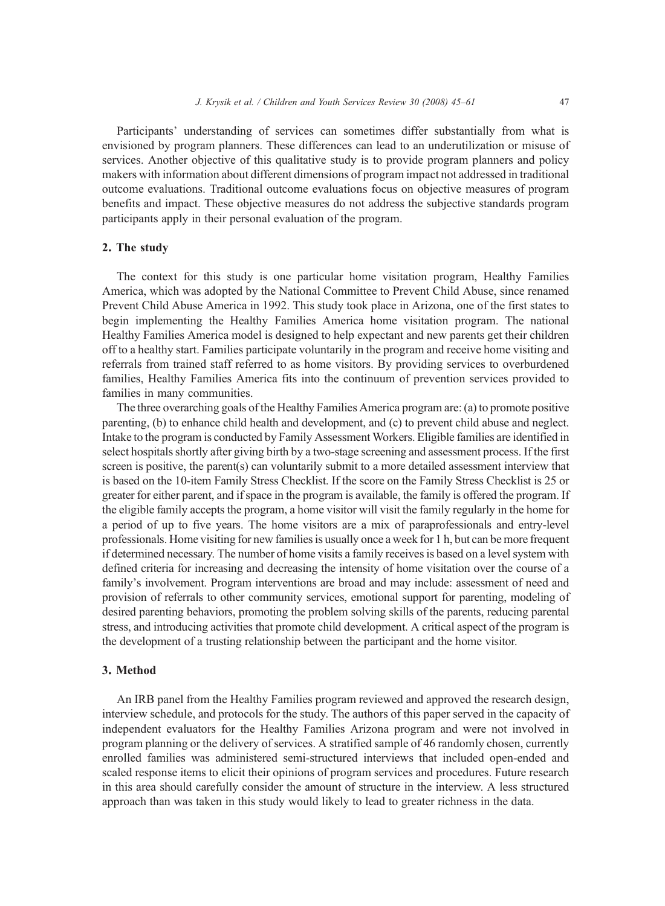Participants' understanding of services can sometimes differ substantially from what is envisioned by program planners. These differences can lead to an underutilization or misuse of services. Another objective of this qualitative study is to provide program planners and policy makers with information about different dimensions of program impact not addressed in traditional outcome evaluations. Traditional outcome evaluations focus on objective measures of program benefits and impact. These objective measures do not address the subjective standards program participants apply in their personal evaluation of the program.

## 2. The study

The context for this study is one particular home visitation program, Healthy Families America, which was adopted by the National Committee to Prevent Child Abuse, since renamed Prevent Child Abuse America in 1992. This study took place in Arizona, one of the first states to begin implementing the Healthy Families America home visitation program. The national Healthy Families America model is designed to help expectant and new parents get their children off to a healthy start. Families participate voluntarily in the program and receive home visiting and referrals from trained staff referred to as home visitors. By providing services to overburdened families, Healthy Families America fits into the continuum of prevention services provided to families in many communities.

The three overarching goals of the Healthy Families America program are: (a) to promote positive parenting, (b) to enhance child health and development, and (c) to prevent child abuse and neglect. Intake to the program is conducted by Family Assessment Workers. Eligible families are identified in select hospitals shortly after giving birth by a two-stage screening and assessment process. If the first screen is positive, the parent(s) can voluntarily submit to a more detailed assessment interview that is based on the 10-item Family Stress Checklist. If the score on the Family Stress Checklist is 25 or greater for either parent, and if space in the program is available, the family is offered the program. If the eligible family accepts the program, a home visitor will visit the family regularly in the home for a period of up to five years. The home visitors are a mix of paraprofessionals and entry-level professionals. Home visiting for new families is usually once a week for 1 h, but can be more frequent if determined necessary. The number of home visits a family receives is based on a level system with defined criteria for increasing and decreasing the intensity of home visitation over the course of a family's involvement. Program interventions are broad and may include: assessment of need and provision of referrals to other community services, emotional support for parenting, modeling of desired parenting behaviors, promoting the problem solving skills of the parents, reducing parental stress, and introducing activities that promote child development. A critical aspect of the program is the development of a trusting relationship between the participant and the home visitor.

## 3. Method

An IRB panel from the Healthy Families program reviewed and approved the research design, interview schedule, and protocols for the study. The authors of this paper served in the capacity of independent evaluators for the Healthy Families Arizona program and were not involved in program planning or the delivery of services. A stratified sample of 46 randomly chosen, currently enrolled families was administered semi-structured interviews that included open-ended and scaled response items to elicit their opinions of program services and procedures. Future research in this area should carefully consider the amount of structure in the interview. A less structured approach than was taken in this study would likely to lead to greater richness in the data.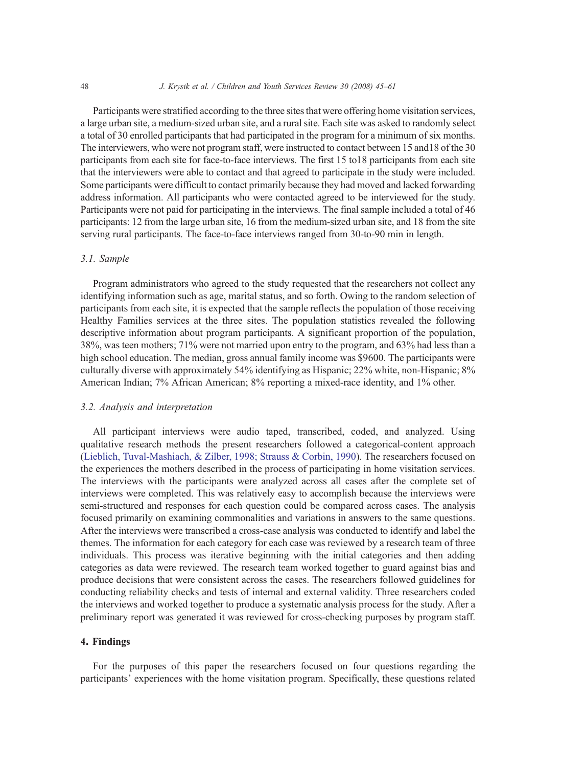Participants were stratified according to the three sites that were offering home visitation services, a large urban site, a medium-sized urban site, and a rural site. Each site was asked to randomly select a total of 30 enrolled participants that had participated in the program for a minimum of six months. The interviewers, who were not program staff, were instructed to contact between 15 and18 of the 30 participants from each site for face-to-face interviews. The first 15 to18 participants from each site that the interviewers were able to contact and that agreed to participate in the study were included. Some participants were difficult to contact primarily because they had moved and lacked forwarding address information. All participants who were contacted agreed to be interviewed for the study. Participants were not paid for participating in the interviews. The final sample included a total of 46 participants: 12 from the large urban site, 16 from the medium-sized urban site, and 18 from the site serving rural participants. The face-to-face interviews ranged from 30-to-90 min in length.

### *3.1. Sample*

Program administrators who agreed to the study requested that the researchers not collect any identifying information such as age, marital status, and so forth. Owing to the random selection of participants from each site, it is expected that the sample reflects the population of those receiving Healthy Families services at the three sites. The population statistics revealed the following descriptive information about program participants. A significant proportion of the population, 38%, was teen mothers; 71% were not married upon entry to the program, and 63% had less than a high school education. The median, gross annual family income was $9600. The participants were culturally diverse with approximately 54% identifying as Hispanic; 22% white, non-Hispanic; 8% American Indian; 7% African American; 8% reporting a mixed-race identity, and 1% other.

### *3.2. Analysis and interpretation*

All participant interviews were audio taped, transcribed, coded, and analyzed. Using qualitative research methods the present researchers followed a categorical-content approach (Lieblich, Tuval-Mashiach, & Zilber, 1998; Strauss & Corbin, 1990). The researchers focused on the experiences the mothers described in the process of participating in home visitation services. The interviews with the participants were analyzed across all cases after the complete set of interviews were completed. This was relatively easy to accomplish because the interviews were semi-structured and responses for each question could be compared across cases. The analysis focused primarily on examining commonalities and variations in answers to the same questions. After the interviews were transcribed a cross-case analysis was conducted to identify and label the themes. The information for each category for each case was reviewed by a research team of three individuals. This process was iterative beginning with the initial categories and then adding categories as data were reviewed. The research team worked together to guard against bias and produce decisions that were consistent across the cases. The researchers followed guidelines for conducting reliability checks and tests of internal and external validity. Three researchers coded the interviews and worked together to produce a systematic analysis process for the study. After a preliminary report was generated it was reviewed for cross-checking purposes by program staff.

## 4. Findings

For the purposes of this paper the researchers focused on four questions regarding the participants' experiences with the home visitation program. Specifically, these questions related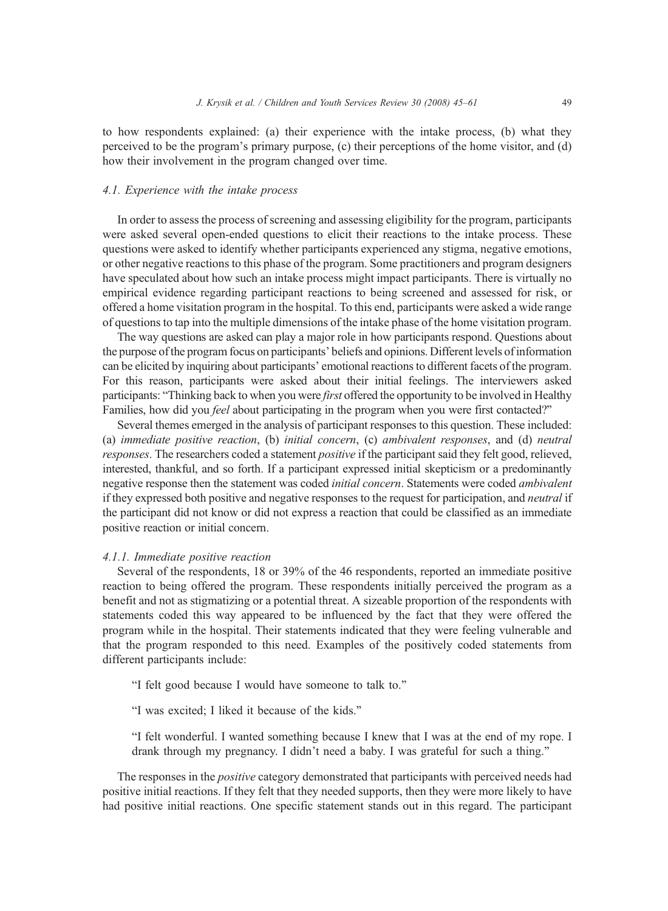to how respondents explained: (a) their experience with the intake process, (b) what they perceived to be the program's primary purpose, (c) their perceptions of the home visitor, and (d) how their involvement in the program changed over time.

### 4.1. Experience with the intake process

In order to assess the process of screening and assessing eligibility for the program, participants were asked several open-ended questions to elicit their reactions to the intake process. These questions were asked to identify whether participants experienced any stigma, negative emotions, or other negative reactions to this phase of the program. Some practitioners and program designers have speculated about how such an intake process might impact participants. There is virtually no empirical evidence regarding participant reactions to being screened and assessed for risk, or offered a home visitation program in the hospital. To this end, participants were asked a wide range of questions to tap into the multiple dimensions of the intake phase of the home visitation program.

The way questions are asked can play a major role in how participants respond. Questions about the purpose of the program focus on participants' beliefs and opinions. Different levels of information can be elicited by inquiring about participants' emotional reactions to different facets of the program. For this reason, participants were asked about their initial feelings. The interviewers asked participants: "Thinking back to when you were *first* offered the opportunity to be involved in Healthy Families, how did you *feel* about participating in the program when you were first contacted?"

Several themes emerged in the analysis of participant responses to this question. These included: (a) *immediate positive reaction*, (b) *initial concern*, (c) *ambivalent responses*, and (d) *neutral responses*. The researchers coded a statement *positive* if the participant said they felt good, relieved, interested, thankful, and so forth. If a participant expressed initial skepticism or a predominantly negative response then the statement was coded *initial concern*. Statements were coded *ambivalent* if they expressed both positive and negative responses to the request for participation, and *neutral* if the participant did not know or did not express a reaction that could be classified as an immediate positive reaction or initial concern.

#### 4.1.1. Immediate positive reaction

Several of the respondents, 18 or 39% of the 46 respondents, reported an immediate positive reaction to being offered the program. These respondents initially perceived the program as a benefit and not as stigmatizing or a potential threat. A sizeable proportion of the respondents with statements coded this way appeared to be influenced by the fact that they were offered the program while in the hospital. Their statements indicated that they were feeling vulnerable and that the program responded to this need. Examples of the positively coded statements from different participants include:

> "I felt good because I would have someone to talk to."

> "I was excited; I liked it because of the kids."

> "I felt wonderful. I wanted something because I knew that I was at the end of my rope. I drank through my pregnancy. I didn't need a baby. I was grateful for such a thing."

The responses in the *positive* category demonstrated that participants with perceived needs had positive initial reactions. If they felt that they needed supports, then they were more likely to have had positive initial reactions. One specific statement stands out in this regard. The participant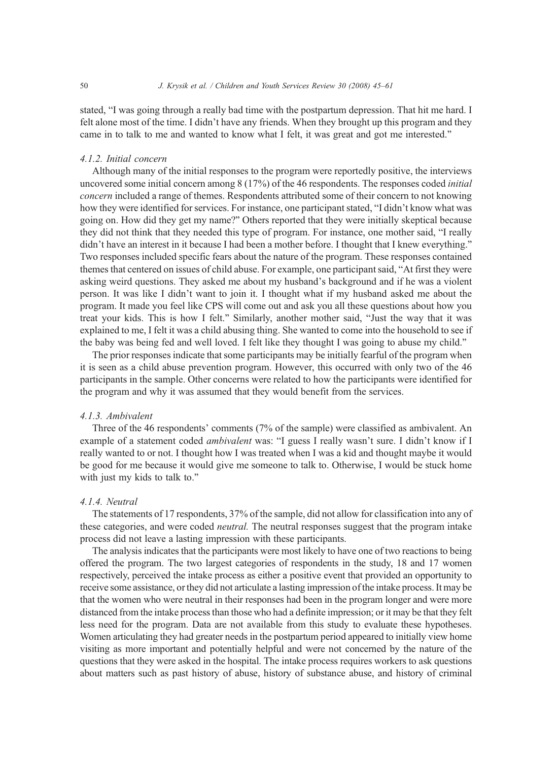stated, "I was going through a really bad time with the postpartum depression. That hit me hard. I felt alone most of the time. I didn't have any friends. When they brought up this program and they came in to talk to me and wanted to know what I felt, it was great and got me interested."

#### 4.1.2. Initial concern

Although many of the initial responses to the program were reportedly positive, the interviews uncovered some initial concern among 8 (17%) of the 46 respondents. The responses coded *initial concern* included a range of themes. Respondents attributed some of their concern to not knowing how they were identified for services. For instance, one participant stated, "I didn't know what was going on. How did they get my name?" Others reported that they were initially skeptical because they did not think that they needed this type of program. For instance, one mother said, "I really didn't have an interest in it because I had been a mother before. I thought that I knew everything." Two responses included specific fears about the nature of the program. These responses contained themes that centered on issues of child abuse. For example, one participant said, "At first they were asking weird questions. They asked me about my husband's background and if he was a violent person. It was like I didn't want to join it. I thought what if my husband asked me about the program. It made you feel like CPS will come out and ask you all these questions about how you treat your kids. This is how I felt." Similarly, another mother said, "Just the way that it was explained to me, I felt it was a child abusing thing. She wanted to come into the household to see if the baby was being fed and well loved. I felt like they thought I was going to abuse my child."

The prior responses indicate that some participants may be initially fearful of the program when it is seen as a child abuse prevention program. However, this occurred with only two of the 46 participants in the sample. Other concerns were related to how the participants were identified for the program and why it was assumed that they would benefit from the services.

#### 4.1.3. Ambivalent

Three of the 46 respondents' comments (7% of the sample) were classified as ambivalent. An example of a statement coded *ambivalent* was: "I guess I really wasn't sure. I didn't know if I really wanted to or not. I thought how I was treated when I was a kid and thought maybe it would be good for me because it would give me someone to talk to. Otherwise, I would be stuck home with just my kids to talk to."

#### 4.1.4. Neutral

The statements of 17 respondents, 37% of the sample, did not allow for classification into any of these categories, and were coded *neutral.* The neutral responses suggest that the program intake process did not leave a lasting impression with these participants.

The analysis indicates that the participants were most likely to have one of two reactions to being offered the program. The two largest categories of respondents in the study, 18 and 17 women respectively, perceived the intake process as either a positive event that provided an opportunity to receive some assistance, or they did not articulate a lasting impression of the intake process. It may be that the women who were neutral in their responses had been in the program longer and were more distanced from the intake process than those who had a definite impression; or it may be that they felt less need for the program. Data are not available from this study to evaluate these hypotheses. Women articulating they had greater needs in the postpartum period appeared to initially view home visiting as more important and potentially helpful and were not concerned by the nature of the questions that they were asked in the hospital. The intake process requires workers to ask questions about matters such as past history of abuse, history of substance abuse, and history of criminal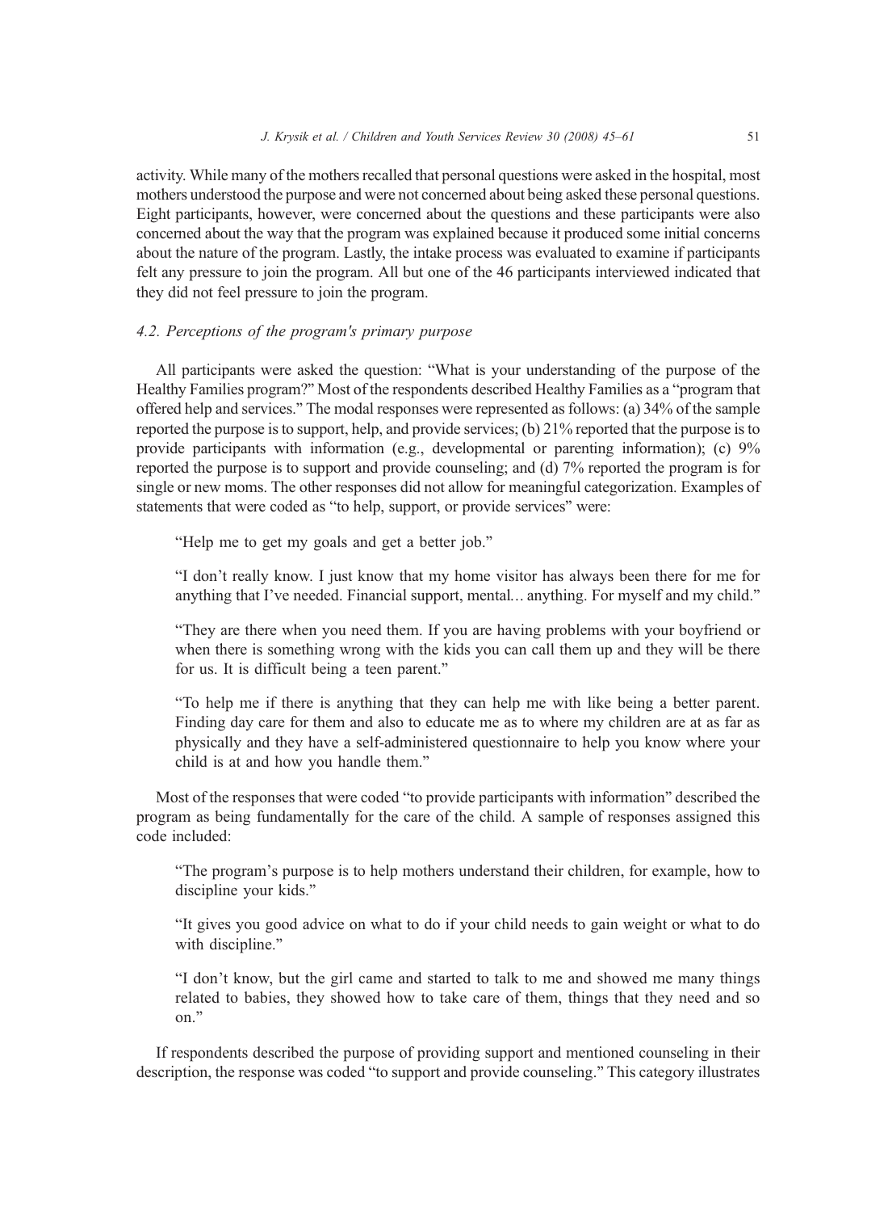activity. While many of the mothers recalled that personal questions were asked in the hospital, most mothers understood the purpose and were not concerned about being asked these personal questions. Eight participants, however, were concerned about the questions and these participants were also concerned about the way that the program was explained because it produced some initial concerns about the nature of the program. Lastly, the intake process was evaluated to examine if participants felt any pressure to join the program. All but one of the 46 participants interviewed indicated that they did not feel pressure to join the program.

### *4.2. Perceptions of the program's primary purpose*

All participants were asked the question: "What is your understanding of the purpose of the Healthy Families program?" Most of the respondents described Healthy Families as a "program that offered help and services." The modal responses were represented as follows: (a) 34% of the sample reported the purpose is to support, help, and provide services; (b) 21% reported that the purpose is to provide participants with information (e.g., developmental or parenting information); (c) 9% reported the purpose is to support and provide counseling; and (d) 7% reported the program is for single or new moms. The other responses did not allow for meaningful categorization. Examples of statements that were coded as "to help, support, or provide services" were:

> "Help me to get my goals and get a better job."

> "I don't really know. I just know that my home visitor has always been there for me for anything that I've needed. Financial support, mental… anything. For myself and my child."

> "They are there when you need them. If you are having problems with your boyfriend or when there is something wrong with the kids you can call them up and they will be there for us. It is difficult being a teen parent."

> "To help me if there is anything that they can help me with like being a better parent. Finding day care for them and also to educate me as to where my children are at as far as physically and they have a self-administered questionnaire to help you know where your child is at and how you handle them."

Most of the responses that were coded "to provide participants with information" described the program as being fundamentally for the care of the child. A sample of responses assigned this code included:

> "The program's purpose is to help mothers understand their children, for example, how to discipline your kids."

> "It gives you good advice on what to do if your child needs to gain weight or what to do with discipline."

> "I don't know, but the girl came and started to talk to me and showed me many things related to babies, they showed how to take care of them, things that they need and so on."

If respondents described the purpose of providing support and mentioned counseling in their description, the response was coded "to support and provide counseling." This category illustrates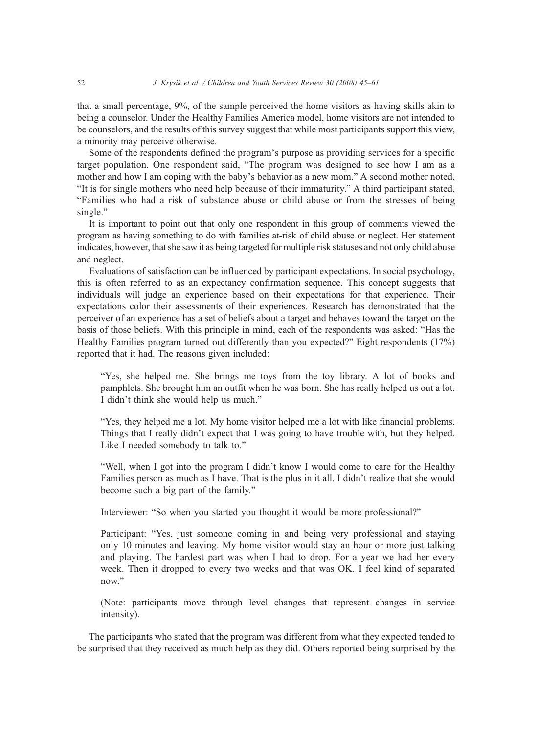that a small percentage, 9%, of the sample perceived the home visitors as having skills akin to being a counselor. Under the Healthy Families America model, home visitors are not intended to be counselors, and the results of this survey suggest that while most participants support this view, a minority may perceive otherwise.

Some of the respondents defined the program's purpose as providing services for a specific target population. One respondent said, "The program was designed to see how I am as a mother and how I am coping with the baby's behavior as a new mom." A second mother noted, "It is for single mothers who need help because of their immaturity." A third participant stated, "Families who had a risk of substance abuse or child abuse or from the stresses of being single."

It is important to point out that only one respondent in this group of comments viewed the program as having something to do with families at-risk of child abuse or neglect. Her statement indicates, however, that she saw it as being targeted for multiple risk statuses and not only child abuse and neglect.

Evaluations of satisfaction can be influenced by participant expectations. In social psychology, this is often referred to as an expectancy confirmation sequence. This concept suggests that individuals will judge an experience based on their expectations for that experience. Their expectations color their assessments of their experiences. Research has demonstrated that the perceiver of an experience has a set of beliefs about a target and behaves toward the target on the basis of those beliefs. With this principle in mind, each of the respondents was asked: "Has the Healthy Families program turned out differently than you expected?" Eight respondents (17%) reported that it had. The reasons given included:

> "Yes, she helped me. She brings me toys from the toy library. A lot of books and pamphlets. She brought him an outfit when he was born. She has really helped us out a lot. I didn't think she would help us much."
>
> "Yes, they helped me a lot. My home visitor helped me a lot with like financial problems. Things that I really didn't expect that I was going to have trouble with, but they helped. Like I needed somebody to talk to."
>
> "Well, when I got into the program I didn't know I would come to care for the Healthy Families person as much as I have. That is the plus in it all. I didn't realize that she would become such a big part of the family."
>
> Interviewer: "So when you started you thought it would be more professional?"
>
> Participant: "Yes, just someone coming in and being very professional and staying only 10 minutes and leaving. My home visitor would stay an hour or more just talking and playing. The hardest part was when I had to drop. For a year we had her every week. Then it dropped to every two weeks and that was OK. I feel kind of separated now."
>
> (Note: participants move through level changes that represent changes in service intensity).

The participants who stated that the program was different from what they expected tended to be surprised that they received as much help as they did. Others reported being surprised by the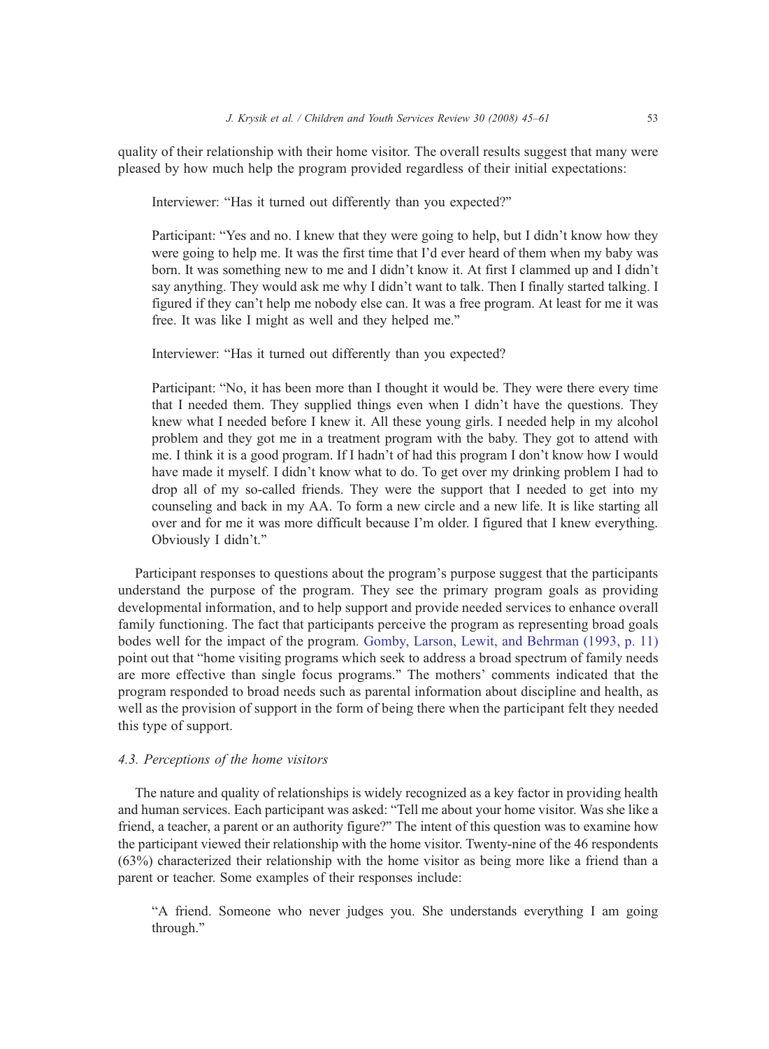quality of their relationship with their home visitor. The overall results suggest that many were pleased by how much help the program provided regardless of their initial expectations:

> Interviewer: "Has it turned out differently than you expected?"
>
> Participant: "Yes and no. I knew that they were going to help, but I didn't know how they were going to help me. It was the first time that I'd ever heard of them when my baby was born. It was something new to me and I didn't know it. At first I clammed up and I didn't say anything. They would ask me why I didn't want to talk. Then I finally started talking. I figured if they can't help me nobody else can. It was a free program. At least for me it was free. It was like I might as well and they helped me."
>
> Interviewer: "Has it turned out differently than you expected?
>
> Participant: "No, it has been more than I thought it would be. They were there every time that I needed them. They supplied things even when I didn't have the questions. They knew what I needed before I knew it. All these young girls. I needed help in my alcohol problem and they got me in a treatment program with the baby. They got to attend with me. I think it is a good program. If I hadn't of had this program I don't know how I would have made it myself. I didn't know what to do. To get over my drinking problem I had to drop all of my so-called friends. They were the support that I needed to get into my counseling and back in my AA. To form a new circle and a new life. It is like starting all over and for me it was more difficult because I'm older. I figured that I knew everything. Obviously I didn't."

Participant responses to questions about the program's purpose suggest that the participants understand the purpose of the program. They see the primary program goals as providing developmental information, and to help support and provide needed services to enhance overall family functioning. The fact that participants perceive the program as representing broad goals bodes well for the impact of the program. Gomby, Larson, Lewit, and Behrman (1993, p. 11) point out that "home visiting programs which seek to address a broad spectrum of family needs are more effective than single focus programs." The mothers' comments indicated that the program responded to broad needs such as parental information about discipline and health, as well as the provision of support in the form of being there when the participant felt they needed this type of support.

### *4.3. Perceptions of the home visitors*

The nature and quality of relationships is widely recognized as a key factor in providing health and human services. Each participant was asked: "Tell me about your home visitor. Was she like a friend, a teacher, a parent or an authority figure?" The intent of this question was to examine how the participant viewed their relationship with the home visitor. Twenty-nine of the 46 respondents (63%) characterized their relationship with the home visitor as being more like a friend than a parent or teacher. Some examples of their responses include:

> "A friend. Someone who never judges you. She understands everything I am going through."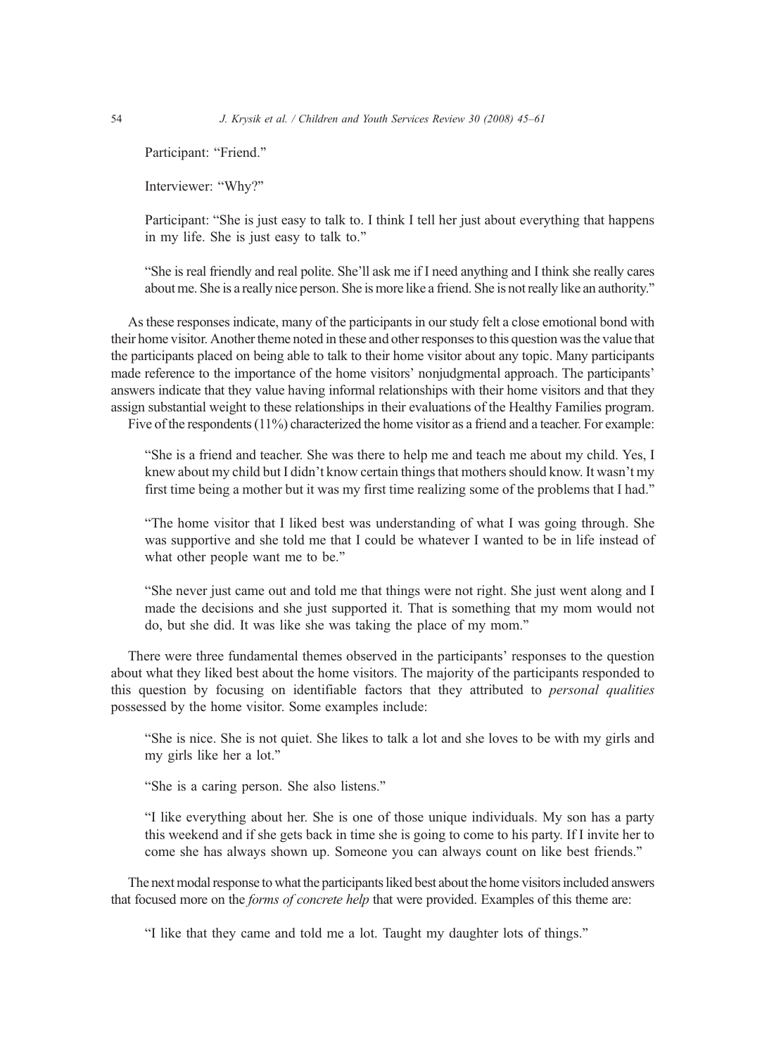Participant: "Friend."

Interviewer: "Why?"

Participant: "She is just easy to talk to. I think I tell her just about everything that happens in my life. She is just easy to talk to."

"She is real friendly and real polite. She'll ask me if I need anything and I think she really cares about me. She is a really nice person. She is more like a friend. She is not really like an authority."

As these responses indicate, many of the participants in our study felt a close emotional bond with their home visitor. Another theme noted in these and other responses to this question was the value that the participants placed on being able to talk to their home visitor about any topic. Many participants made reference to the importance of the home visitors' nonjudgmental approach. The participants' answers indicate that they value having informal relationships with their home visitors and that they assign substantial weight to these relationships in their evaluations of the Healthy Families program.

Five of the respondents (11%) characterized the home visitor as a friend and a teacher. For example:

"She is a friend and teacher. She was there to help me and teach me about my child. Yes, I knew about my child but I didn't know certain things that mothers should know. It wasn't my first time being a mother but it was my first time realizing some of the problems that I had."

"The home visitor that I liked best was understanding of what I was going through. She was supportive and she told me that I could be whatever I wanted to be in life instead of what other people want me to be."

"She never just came out and told me that things were not right. She just went along and I made the decisions and she just supported it. That is something that my mom would not do, but she did. It was like she was taking the place of my mom."

There were three fundamental themes observed in the participants' responses to the question about what they liked best about the home visitors. The majority of the participants responded to this question by focusing on identifiable factors that they attributed to *personal qualities* possessed by the home visitor. Some examples include:

"She is nice. She is not quiet. She likes to talk a lot and she loves to be with my girls and my girls like her a lot."

"She is a caring person. She also listens."

"I like everything about her. She is one of those unique individuals. My son has a party this weekend and if she gets back in time she is going to come to his party. If I invite her to come she has always shown up. Someone you can always count on like best friends."

The next modal response to what the participants liked best about the home visitors included answers that focused more on the *forms of concrete help* that were provided. Examples of this theme are:

"I like that they came and told me a lot. Taught my daughter lots of things."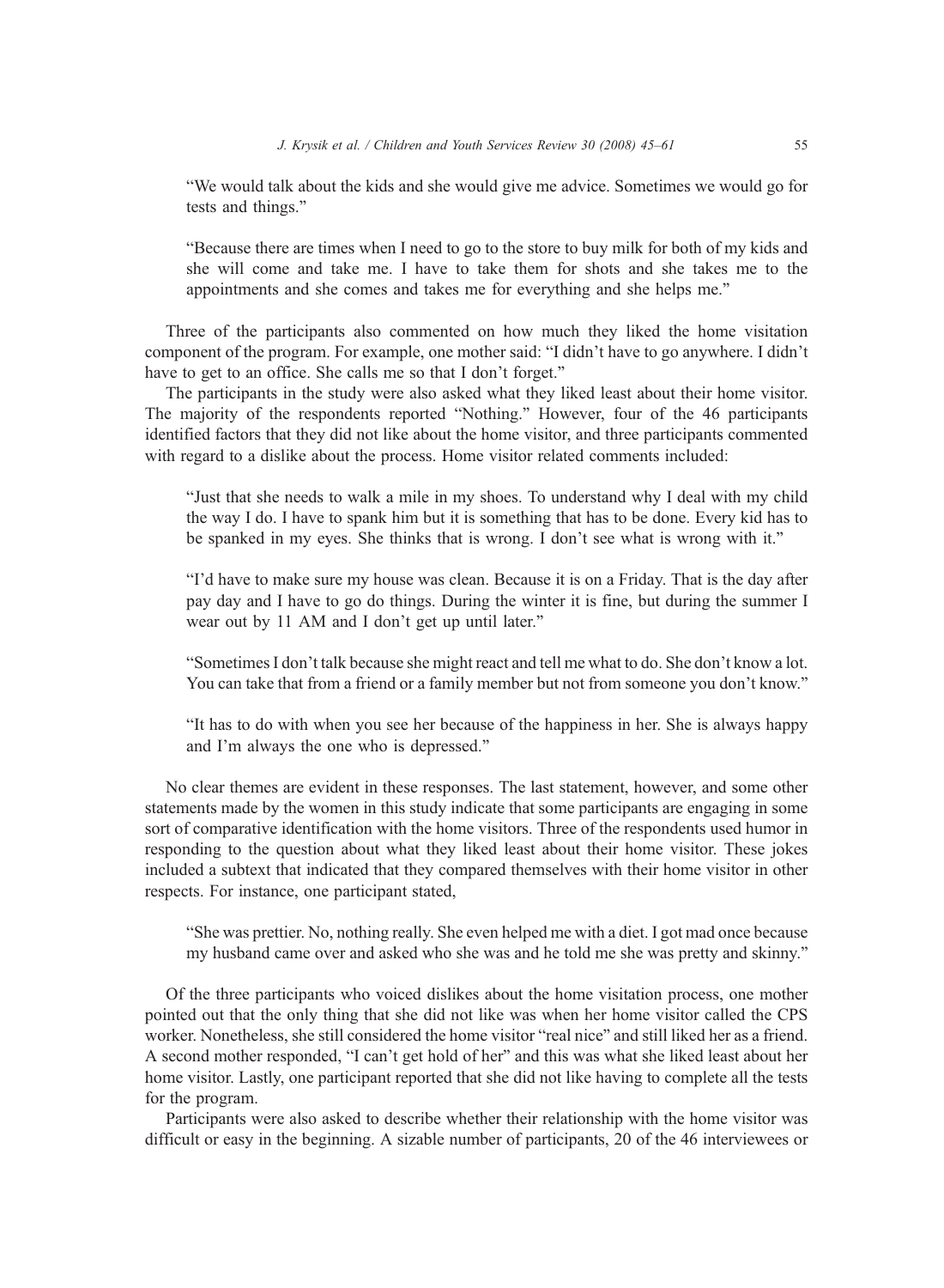"We would talk about the kids and she would give me advice. Sometimes we would go for tests and things."

"Because there are times when I need to go to the store to buy milk for both of my kids and she will come and take me. I have to take them for shots and she takes me to the appointments and she comes and takes me for everything and she helps me."

Three of the participants also commented on how much they liked the home visitation component of the program. For example, one mother said: "I didn't have to go anywhere. I didn't have to get to an office. She calls me so that I don't forget."

The participants in the study were also asked what they liked least about their home visitor. The majority of the respondents reported "Nothing." However, four of the 46 participants identified factors that they did not like about the home visitor, and three participants commented with regard to a dislike about the process. Home visitor related comments included:

"Just that she needs to walk a mile in my shoes. To understand why I deal with my child the way I do. I have to spank him but it is something that has to be done. Every kid has to be spanked in my eyes. She thinks that is wrong. I don't see what is wrong with it."

"I'd have to make sure my house was clean. Because it is on a Friday. That is the day after pay day and I have to go do things. During the winter it is fine, but during the summer I wear out by 11 AM and I don't get up until later."

"Sometimes I don't talk because she might react and tell me what to do. She don't know a lot. You can take that from a friend or a family member but not from someone you don't know."

"It has to do with when you see her because of the happiness in her. She is always happy and I'm always the one who is depressed."

No clear themes are evident in these responses. The last statement, however, and some other statements made by the women in this study indicate that some participants are engaging in some sort of comparative identification with the home visitors. Three of the respondents used humor in responding to the question about what they liked least about their home visitor. These jokes included a subtext that indicated that they compared themselves with their home visitor in other respects. For instance, one participant stated,

"She was prettier. No, nothing really. She even helped me with a diet. I got mad once because my husband came over and asked who she was and he told me she was pretty and skinny."

Of the three participants who voiced dislikes about the home visitation process, one mother pointed out that the only thing that she did not like was when her home visitor called the CPS worker. Nonetheless, she still considered the home visitor "real nice" and still liked her as a friend. A second mother responded, "I can't get hold of her" and this was what she liked least about her home visitor. Lastly, one participant reported that she did not like having to complete all the tests for the program.

Participants were also asked to describe whether their relationship with the home visitor was difficult or easy in the beginning. A sizable number of participants, 20 of the 46 interviewees or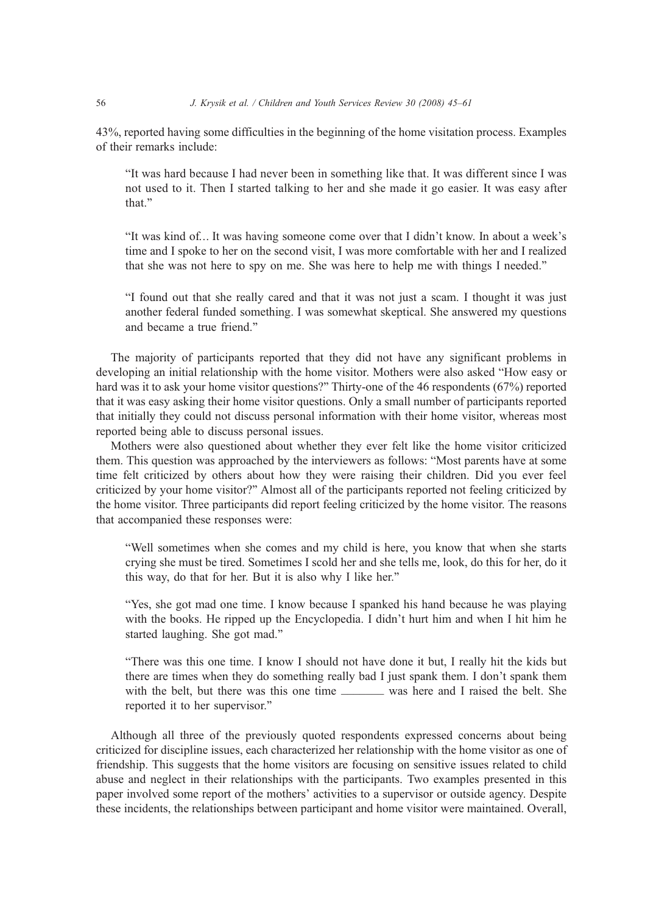43%, reported having some difficulties in the beginning of the home visitation process. Examples of their remarks include:

> "It was hard because I had never been in something like that. It was different since I was not used to it. Then I started talking to her and she made it go easier. It was easy after that."

> "It was kind of... It was having someone come over that I didn't know. In about a week's time and I spoke to her on the second visit, I was more comfortable with her and I realized that she was not here to spy on me. She was here to help me with things I needed."

> "I found out that she really cared and that it was not just a scam. I thought it was just another federal funded something. I was somewhat skeptical. She answered my questions and became a true friend."

The majority of participants reported that they did not have any significant problems in developing an initial relationship with the home visitor. Mothers were also asked "How easy or hard was it to ask your home visitor questions?" Thirty-one of the 46 respondents (67%) reported that it was easy asking their home visitor questions. Only a small number of participants reported that initially they could not discuss personal information with their home visitor, whereas most reported being able to discuss personal issues.

Mothers were also questioned about whether they ever felt like the home visitor criticized them. This question was approached by the interviewers as follows: "Most parents have at some time felt criticized by others about how they were raising their children. Did you ever feel criticized by your home visitor?" Almost all of the participants reported not feeling criticized by the home visitor. Three participants did report feeling criticized by the home visitor. The reasons that accompanied these responses were:

> "Well sometimes when she comes and my child is here, you know that when she starts crying she must be tired. Sometimes I scold her and she tells me, look, do this for her, do it this way, do that for her. But it is also why I like her."

> "Yes, she got mad one time. I know because I spanked his hand because he was playing with the books. He ripped up the Encyclopedia. I didn't hurt him and when I hit him he started laughing. She got mad."

> "There was this one time. I know I should not have done it but, I really hit the kids but there are times when they do something really bad I just spank them. I don't spank them with the belt, but there was this one time \_\_\_\_\_\_\_ was here and I raised the belt. She reported it to her supervisor."

Although all three of the previously quoted respondents expressed concerns about being criticized for discipline issues, each characterized her relationship with the home visitor as one of friendship. This suggests that the home visitors are focusing on sensitive issues related to child abuse and neglect in their relationships with the participants. Two examples presented in this paper involved some report of the mothers' activities to a supervisor or outside agency. Despite these incidents, the relationships between participant and home visitor were maintained. Overall,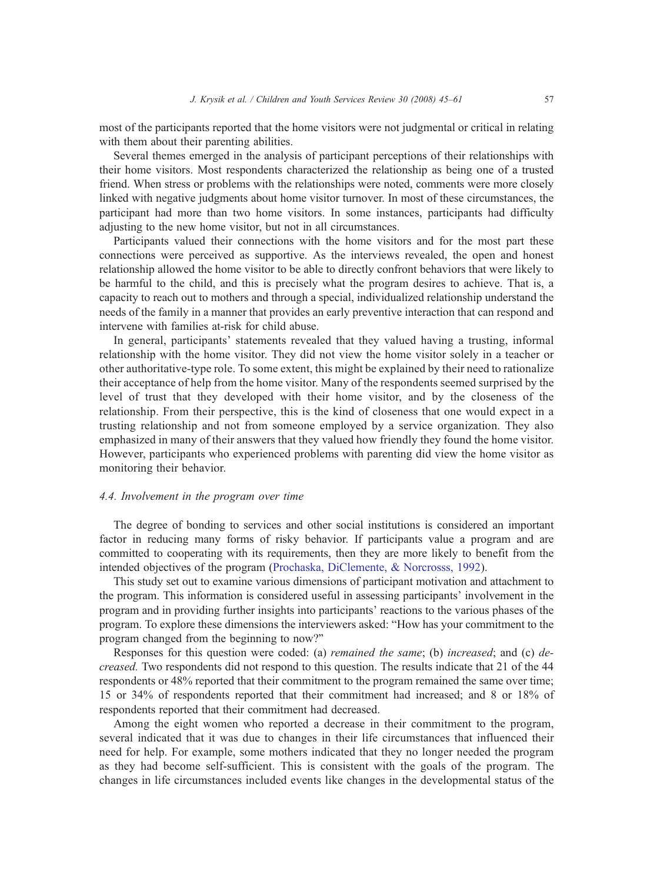most of the participants reported that the home visitors were not judgmental or critical in relating with them about their parenting abilities.

Several themes emerged in the analysis of participant perceptions of their relationships with their home visitors. Most respondents characterized the relationship as being one of a trusted friend. When stress or problems with the relationships were noted, comments were more closely linked with negative judgments about home visitor turnover. In most of these circumstances, the participant had more than two home visitors. In some instances, participants had difficulty adjusting to the new home visitor, but not in all circumstances.

Participants valued their connections with the home visitors and for the most part these connections were perceived as supportive. As the interviews revealed, the open and honest relationship allowed the home visitor to be able to directly confront behaviors that were likely to be harmful to the child, and this is precisely what the program desires to achieve. That is, a capacity to reach out to mothers and through a special, individualized relationship understand the needs of the family in a manner that provides an early preventive interaction that can respond and intervene with families at-risk for child abuse.

In general, participants' statements revealed that they valued having a trusting, informal relationship with the home visitor. They did not view the home visitor solely in a teacher or other authoritative-type role. To some extent, this might be explained by their need to rationalize their acceptance of help from the home visitor. Many of the respondents seemed surprised by the level of trust that they developed with their home visitor, and by the closeness of the relationship. From their perspective, this is the kind of closeness that one would expect in a trusting relationship and not from someone employed by a service organization. They also emphasized in many of their answers that they valued how friendly they found the home visitor. However, participants who experienced problems with parenting did view the home visitor as monitoring their behavior.

### 4.4. Involvement in the program over time

The degree of bonding to services and other social institutions is considered an important factor in reducing many forms of risky behavior. If participants value a program and are committed to cooperating with its requirements, then they are more likely to benefit from the intended objectives of the program (Prochaska, DiClemente, & Norcrosss, 1992).

This study set out to examine various dimensions of participant motivation and attachment to the program. This information is considered useful in assessing participants' involvement in the program and in providing further insights into participants' reactions to the various phases of the program. To explore these dimensions the interviewers asked: "How has your commitment to the program changed from the beginning to now?"

Responses for this question were coded: (a) *remained the same*; (b) *increased*; and (c) *decreased.* Two respondents did not respond to this question. The results indicate that 21 of the 44 respondents or 48% reported that their commitment to the program remained the same over time; 15 or 34% of respondents reported that their commitment had increased; and 8 or 18% of respondents reported that their commitment had decreased.

Among the eight women who reported a decrease in their commitment to the program, several indicated that it was due to changes in their life circumstances that influenced their need for help. For example, some mothers indicated that they no longer needed the program as they had become self-sufficient. This is consistent with the goals of the program. The changes in life circumstances included events like changes in the developmental status of the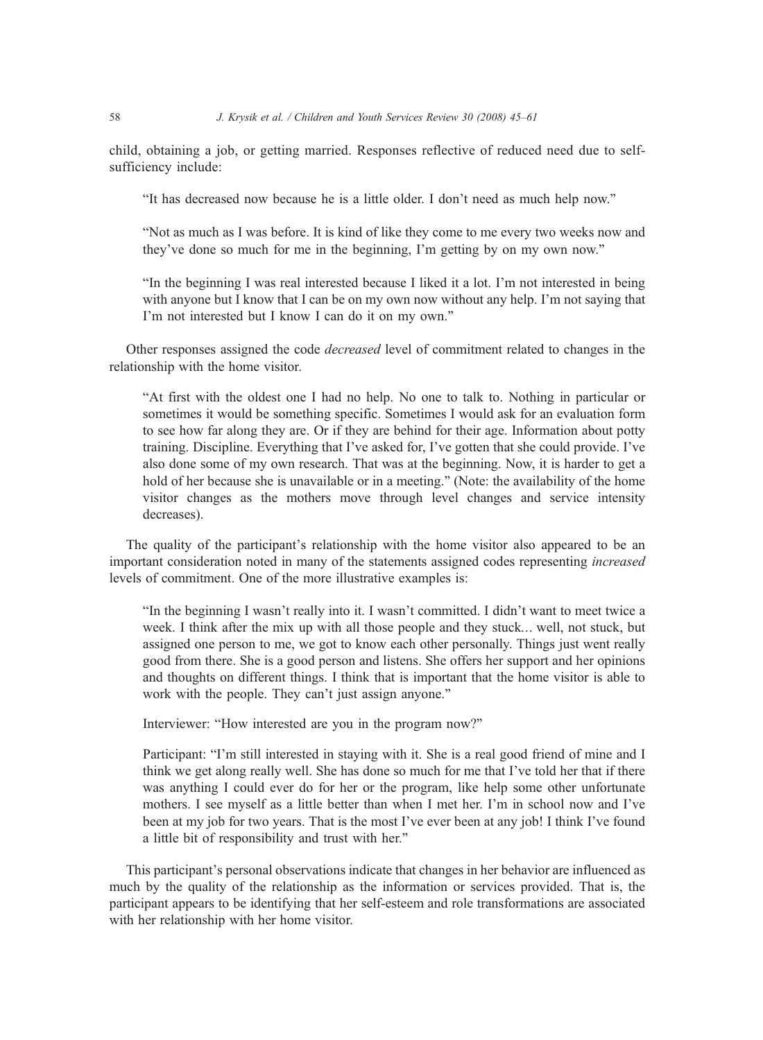child, obtaining a job, or getting married. Responses reflective of reduced need due to self-sufficiency include:

> "It has decreased now because he is a little older. I don't need as much help now."

> "Not as much as I was before. It is kind of like they come to me every two weeks now and they've done so much for me in the beginning, I'm getting by on my own now."

> "In the beginning I was real interested because I liked it a lot. I'm not interested in being with anyone but I know that I can be on my own now without any help. I'm not saying that I'm not interested but I know I can do it on my own."

Other responses assigned the code *decreased* level of commitment related to changes in the relationship with the home visitor.

> "At first with the oldest one I had no help. No one to talk to. Nothing in particular or sometimes it would be something specific. Sometimes I would ask for an evaluation form to see how far along they are. Or if they are behind for their age. Information about potty training. Discipline. Everything that I've asked for, I've gotten that she could provide. I've also done some of my own research. That was at the beginning. Now, it is harder to get a hold of her because she is unavailable or in a meeting." (Note: the availability of the home visitor changes as the mothers move through level changes and service intensity decreases).

The quality of the participant's relationship with the home visitor also appeared to be an important consideration noted in many of the statements assigned codes representing *increased* levels of commitment. One of the more illustrative examples is:

> "In the beginning I wasn't really into it. I wasn't committed. I didn't want to meet twice a week. I think after the mix up with all those people and they stuck… well, not stuck, but assigned one person to me, we got to know each other personally. Things just went really good from there. She is a good person and listens. She offers her support and her opinions and thoughts on different things. I think that is important that the home visitor is able to work with the people. They can't just assign anyone."

> Interviewer: "How interested are you in the program now?"

> Participant: "I'm still interested in staying with it. She is a real good friend of mine and I think we get along really well. She has done so much for me that I've told her that if there was anything I could ever do for her or the program, like help some other unfortunate mothers. I see myself as a little better than when I met her. I'm in school now and I've been at my job for two years. That is the most I've ever been at any job! I think I've found a little bit of responsibility and trust with her."

This participant's personal observations indicate that changes in her behavior are influenced as much by the quality of the relationship as the information or services provided. That is, the participant appears to be identifying that her self-esteem and role transformations are associated with her relationship with her home visitor.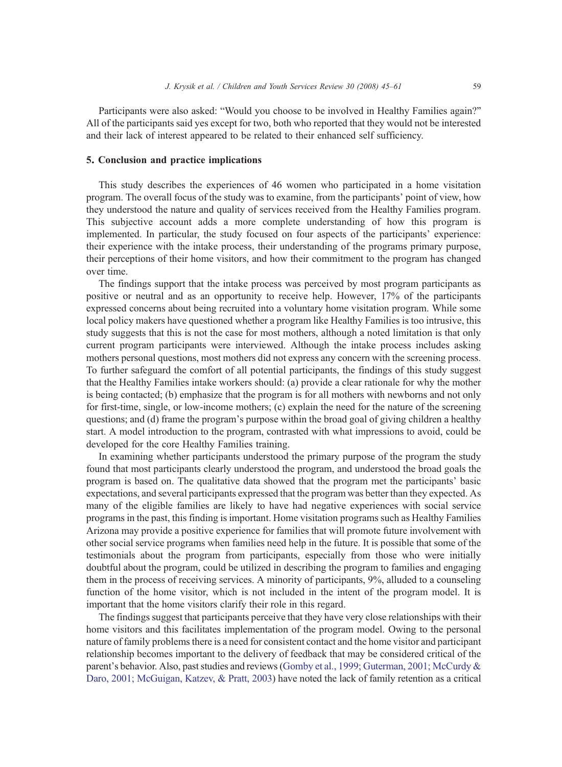Participants were also asked: "Would you choose to be involved in Healthy Families again?" All of the participants said yes except for two, both who reported that they would not be interested and their lack of interest appeared to be related to their enhanced self sufficiency.

## 5. Conclusion and practice implications

This study describes the experiences of 46 women who participated in a home visitation program. The overall focus of the study was to examine, from the participants' point of view, how they understood the nature and quality of services received from the Healthy Families program. This subjective account adds a more complete understanding of how this program is implemented. In particular, the study focused on four aspects of the participants' experience: their experience with the intake process, their understanding of the programs primary purpose, their perceptions of their home visitors, and how their commitment to the program has changed over time.

The findings support that the intake process was perceived by most program participants as positive or neutral and as an opportunity to receive help. However, 17% of the participants expressed concerns about being recruited into a voluntary home visitation program. While some local policy makers have questioned whether a program like Healthy Families is too intrusive, this study suggests that this is not the case for most mothers, although a noted limitation is that only current program participants were interviewed. Although the intake process includes asking mothers personal questions, most mothers did not express any concern with the screening process. To further safeguard the comfort of all potential participants, the findings of this study suggest that the Healthy Families intake workers should: (a) provide a clear rationale for why the mother is being contacted; (b) emphasize that the program is for all mothers with newborns and not only for first-time, single, or low-income mothers; (c) explain the need for the nature of the screening questions; and (d) frame the program's purpose within the broad goal of giving children a healthy start. A model introduction to the program, contrasted with what impressions to avoid, could be developed for the core Healthy Families training.

In examining whether participants understood the primary purpose of the program the study found that most participants clearly understood the program, and understood the broad goals the program is based on. The qualitative data showed that the program met the participants' basic expectations, and several participants expressed that the program was better than they expected. As many of the eligible families are likely to have had negative experiences with social service programs in the past, this finding is important. Home visitation programs such as Healthy Families Arizona may provide a positive experience for families that will promote future involvement with other social service programs when families need help in the future. It is possible that some of the testimonials about the program from participants, especially from those who were initially doubtful about the program, could be utilized in describing the program to families and engaging them in the process of receiving services. A minority of participants, 9%, alluded to a counseling function of the home visitor, which is not included in the intent of the program model. It is important that the home visitors clarify their role in this regard.

The findings suggest that participants perceive that they have very close relationships with their home visitors and this facilitates implementation of the program model. Owing to the personal nature of family problems there is a need for consistent contact and the home visitor and participant relationship becomes important to the delivery of feedback that may be considered critical of the parent's behavior. Also, past studies and reviews (Gomby et al., 1999; Guterman, 2001; McCurdy & Daro, 2001; McGuigan, Katzev, & Pratt, 2003) have noted the lack of family retention as a critical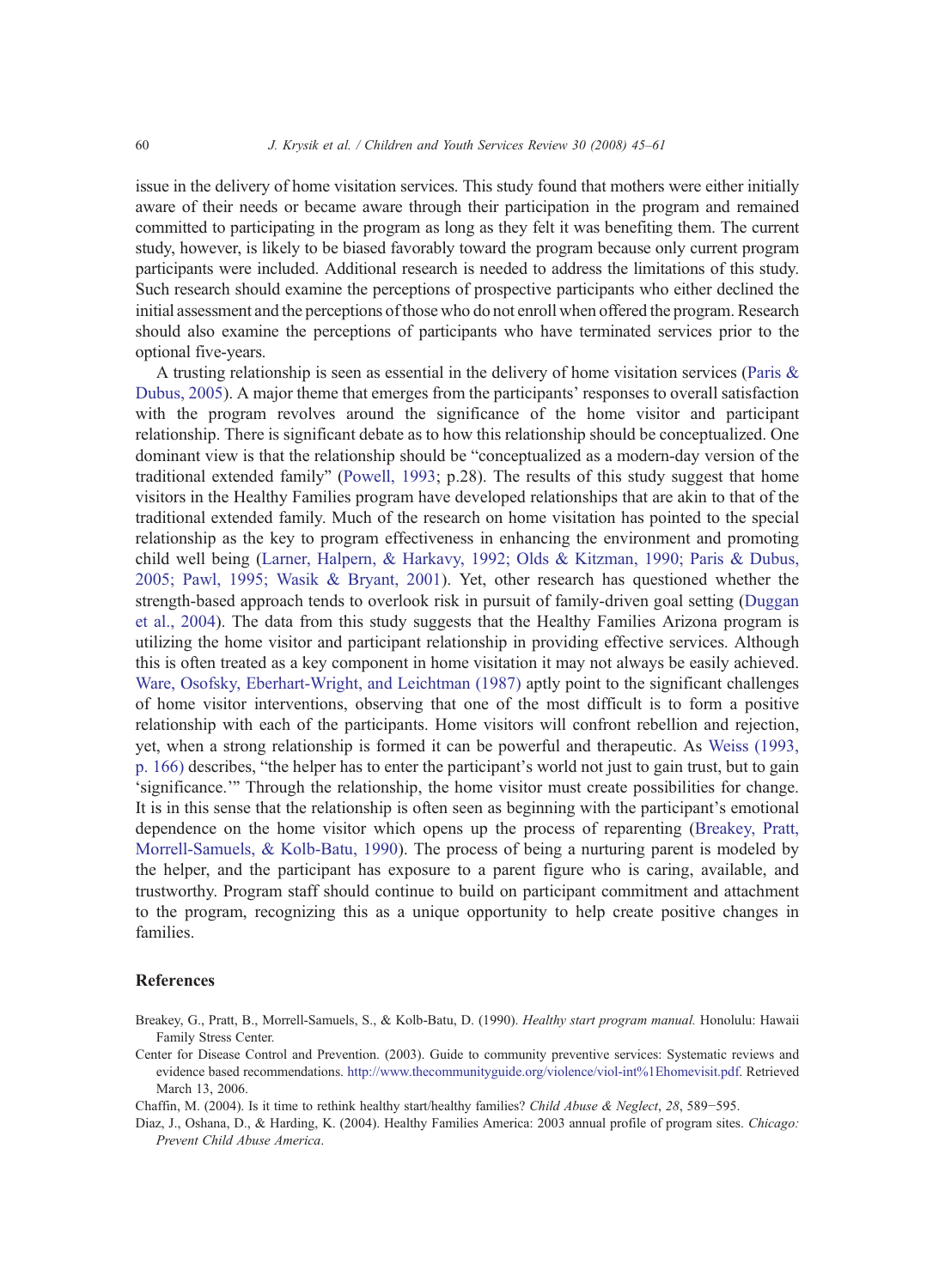issue in the delivery of home visitation services. This study found that mothers were either initially aware of their needs or became aware through their participation in the program and remained committed to participating in the program as long as they felt it was benefiting them. The current study, however, is likely to be biased favorably toward the program because only current program participants were included. Additional research is needed to address the limitations of this study. Such research should examine the perceptions of prospective participants who either declined the initial assessment and the perceptions of those who do not enroll when offered the program. Research should also examine the perceptions of participants who have terminated services prior to the optional five-years.

A trusting relationship is seen as essential in the delivery of home visitation services (Paris & Dubus, 2005). A major theme that emerges from the participants' responses to overall satisfaction with the program revolves around the significance of the home visitor and participant relationship. There is significant debate as to how this relationship should be conceptualized. One dominant view is that the relationship should be "conceptualized as a modern-day version of the traditional extended family" (Powell, 1993; p.28). The results of this study suggest that home visitors in the Healthy Families program have developed relationships that are akin to that of the traditional extended family. Much of the research on home visitation has pointed to the special relationship as the key to program effectiveness in enhancing the environment and promoting child well being (Larner, Halpern, & Harkavy, 1992; Olds & Kitzman, 1990; Paris & Dubus, 2005; Pawl, 1995; Wasik & Bryant, 2001). Yet, other research has questioned whether the strength-based approach tends to overlook risk in pursuit of family-driven goal setting (Duggan et al., 2004). The data from this study suggests that the Healthy Families Arizona program is utilizing the home visitor and participant relationship in providing effective services. Although this is often treated as a key component in home visitation it may not always be easily achieved. Ware, Osofsky, Eberhart-Wright, and Leichtman (1987) aptly point to the significant challenges of home visitor interventions, observing that one of the most difficult is to form a positive relationship with each of the participants. Home visitors will confront rebellion and rejection, yet, when a strong relationship is formed it can be powerful and therapeutic. As Weiss (1993, p. 166) describes, "the helper has to enter the participant's world not just to gain trust, but to gain 'significance.'" Through the relationship, the home visitor must create possibilities for change. It is in this sense that the relationship is often seen as beginning with the participant's emotional dependence on the home visitor which opens up the process of reparenting (Breakey, Pratt, Morrell-Samuels, & Kolb-Batu, 1990). The process of being a nurturing parent is modeled by the helper, and the participant has exposure to a parent figure who is caring, available, and trustworthy. Program staff should continue to build on participant commitment and attachment to the program, recognizing this as a unique opportunity to help create positive changes in families.

## References

Breakey, G., Pratt, B., Morrell-Samuels, S., & Kolb-Batu, D. (1990). *Healthy start program manual.* Honolulu: Hawaii Family Stress Center.

Center for Disease Control and Prevention. (2003). Guide to community preventive services: Systematic reviews and evidence based recommendations. http://www.thecommunityguide.org/violence/viol-int%1Ehomevisit.pdf. Retrieved March 13, 2006.

Chaffin, M. (2004). Is it time to rethink healthy start/healthy families? *Child Abuse & Neglect*, *28*, 589−595.

Diaz, J., Oshana, D., & Harding, K. (2004). Healthy Families America: 2003 annual profile of program sites. *Chicago: Prevent Child Abuse America*.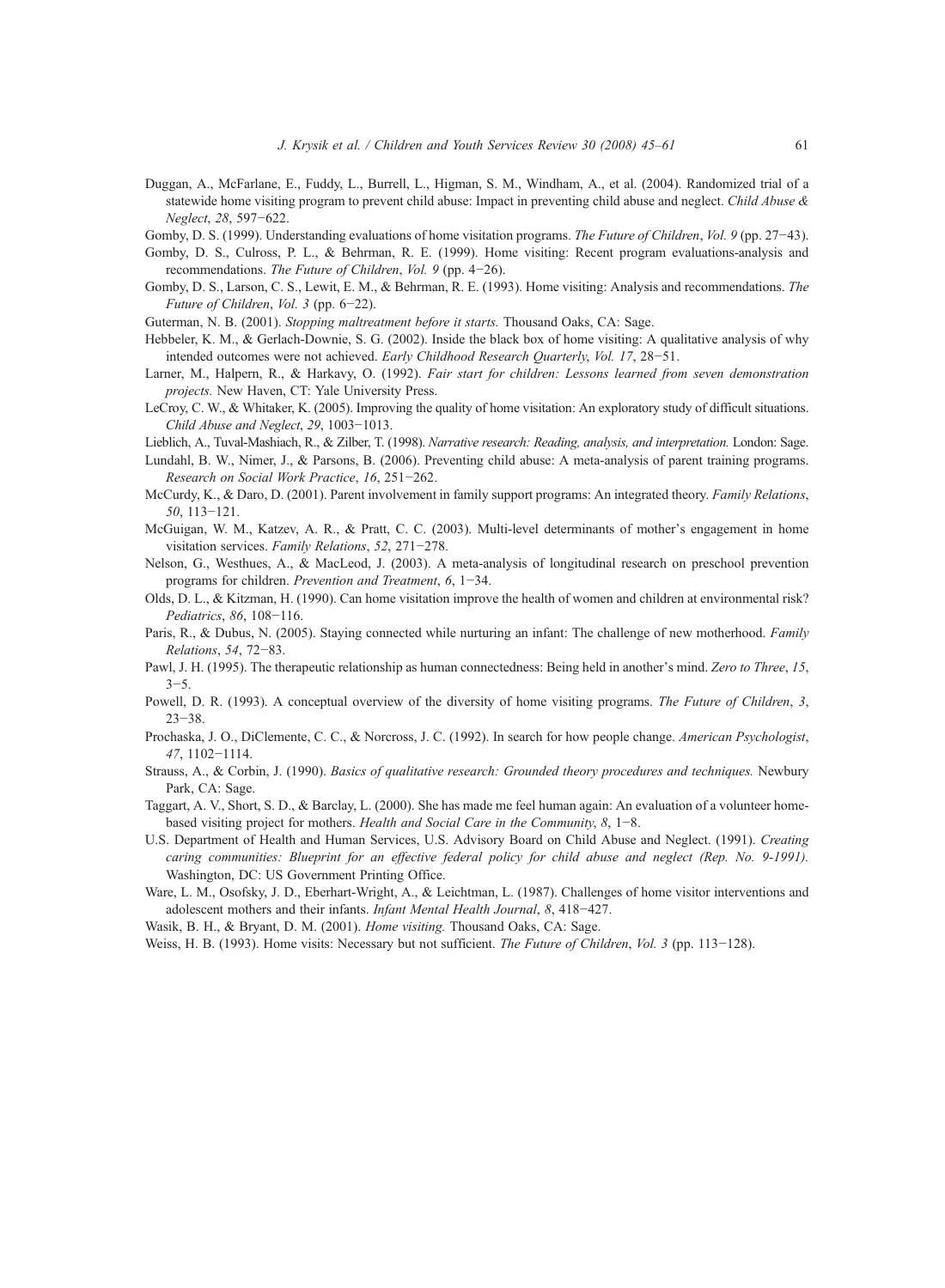Duggan, A., McFarlane, E., Fuddy, L., Burrell, L., Higman, S. M., Windham, A., et al. (2004). Randomized trial of a statewide home visiting program to prevent child abuse: Impact in preventing child abuse and neglect. *Child Abuse & Neglect*, *28*, 597−622.

Gomby, D. S. (1999). Understanding evaluations of home visitation programs. *The Future of Children*, *Vol. 9* (pp. 27−43).

Gomby, D. S., Culross, P. L., & Behrman, R. E. (1999). Home visiting: Recent program evaluations-analysis and recommendations. *The Future of Children*, *Vol. 9* (pp. 4−26).

Gomby, D. S., Larson, C. S., Lewit, E. M., & Behrman, R. E. (1993). Home visiting: Analysis and recommendations. *The Future of Children*, *Vol. 3* (pp. 6−22).

Guterman, N. B. (2001). *Stopping maltreatment before it starts.* Thousand Oaks, CA: Sage.

Hebbeler, K. M., & Gerlach-Downie, S. G. (2002). Inside the black box of home visiting: A qualitative analysis of why intended outcomes were not achieved. *Early Childhood Research Quarterly*, *Vol. 17*, 28−51.

Larner, M., Halpern, R., & Harkavy, O. (1992). *Fair start for children: Lessons learned from seven demonstration projects.* New Haven, CT: Yale University Press.

LeCroy, C. W., & Whitaker, K. (2005). Improving the quality of home visitation: An exploratory study of difficult situations. *Child Abuse and Neglect*, *29*, 1003−1013.

Lieblich, A., Tuval-Mashiach, R., & Zilber, T. (1998). *Narrative research: Reading, analysis, and interpretation.* London: Sage.

Lundahl, B. W., Nimer, J., & Parsons, B. (2006). Preventing child abuse: A meta-analysis of parent training programs. *Research on Social Work Practice*, *16*, 251−262.

McCurdy, K., & Daro, D. (2001). Parent involvement in family support programs: An integrated theory. *Family Relations*, *50*, 113−121.

McGuigan, W. M., Katzev, A. R., & Pratt, C. C. (2003). Multi-level determinants of mother's engagement in home visitation services. *Family Relations*, *52*, 271−278.

Nelson, G., Westhues, A., & MacLeod, J. (2003). A meta-analysis of longitudinal research on preschool prevention programs for children. *Prevention and Treatment*, *6*, 1−34.

Olds, D. L., & Kitzman, H. (1990). Can home visitation improve the health of women and children at environmental risk? *Pediatrics*, *86*, 108−116.

Paris, R., & Dubus, N. (2005). Staying connected while nurturing an infant: The challenge of new motherhood. *Family Relations*, *54*, 72−83.

Pawl, J. H. (1995). The therapeutic relationship as human connectedness: Being held in another's mind. *Zero to Three*, *15*, 3−5.

Powell, D. R. (1993). A conceptual overview of the diversity of home visiting programs. *The Future of Children*, *3*, 23−38.

Prochaska, J. O., DiClemente, C. C., & Norcross, J. C. (1992). In search for how people change. *American Psychologist*, *47*, 1102−1114.

Strauss, A., & Corbin, J. (1990). *Basics of qualitative research: Grounded theory procedures and techniques.* Newbury Park, CA: Sage.

Taggart, A. V., Short, S. D., & Barclay, L. (2000). She has made me feel human again: An evaluation of a volunteer home-based visiting project for mothers. *Health and Social Care in the Community*, *8*, 1−8.

U.S. Department of Health and Human Services, U.S. Advisory Board on Child Abuse and Neglect. (1991). *Creating caring communities: Blueprint for an effective federal policy for child abuse and neglect (Rep. No. 9-1991).* Washington, DC: US Government Printing Office.

Ware, L. M., Osofsky, J. D., Eberhart-Wright, A., & Leichtman, L. (1987). Challenges of home visitor interventions and adolescent mothers and their infants. *Infant Mental Health Journal*, *8*, 418−427.

Wasik, B. H., & Bryant, D. M. (2001). *Home visiting.* Thousand Oaks, CA: Sage.

Weiss, H. B. (1993). Home visits: Necessary but not sufficient. *The Future of Children*, *Vol. 3* (pp. 113−128).